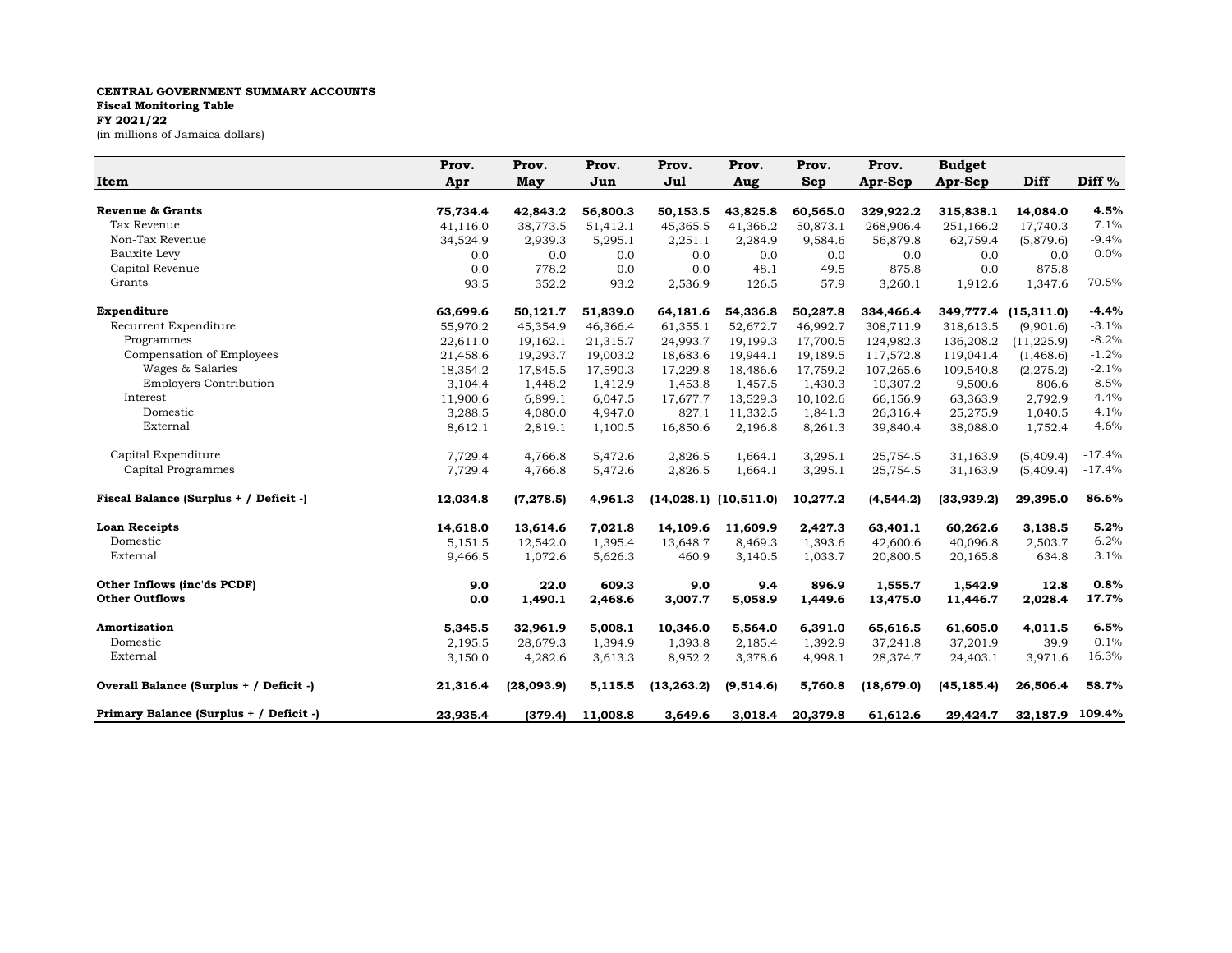**CENTRAL GOVERNMENT SUMMARY ACCOUNTS**
**Fiscal Monitoring Table**
**FY 2021/22**
(in millions of Jamaica dollars)

| Item | Prov. Apr | Prov. May | Prov. Jun | Prov. Jul | Prov. Aug | Prov. Sep | Prov. Apr-Sep | Budget Apr-Sep | Diff | Diff % |
|---|---|---|---|---|---|---|---|---|---|---|
| **Revenue & Grants** | **75,734.4** | **42,843.2** | **56,800.3** | **50,153.5** | **43,825.8** | **60,565.0** | **329,922.2** | **315,838.1** | **14,084.0** | **4.5%** |
| Tax Revenue | 41,116.0 | 38,773.5 | 51,412.1 | 45,365.5 | 41,366.2 | 50,873.1 | 268,906.4 | 251,166.2 | 17,740.3 | 7.1% |
| Non-Tax Revenue | 34,524.9 | 2,939.3 | 5,295.1 | 2,251.1 | 2,284.9 | 9,584.6 | 56,879.8 | 62,759.4 | (5,879.6) | -9.4% |
| Bauxite Levy | 0.0 | 0.0 | 0.0 | 0.0 | 0.0 | 0.0 | 0.0 | 0.0 | 0.0 | 0.0% |
| Capital Revenue | 0.0 | 778.2 | 0.0 | 0.0 | 48.1 | 49.5 | 875.8 | 0.0 | 875.8 | - |
| Grants | 93.5 | 352.2 | 93.2 | 2,536.9 | 126.5 | 57.9 | 3,260.1 | 1,912.6 | 1,347.6 | 70.5% |
| **Expenditure** | **63,699.6** | **50,121.7** | **51,839.0** | **64,181.6** | **54,336.8** | **50,287.8** | **334,466.4** | **349,777.4** | **(15,311.0)** | **-4.4%** |
| Recurrent Expenditure | 55,970.2 | 45,354.9 | 46,366.4 | 61,355.1 | 52,672.7 | 46,992.7 | 308,711.9 | 318,613.5 | (9,901.6) | -3.1% |
| Programmes | 22,611.0 | 19,162.1 | 21,315.7 | 24,993.7 | 19,199.3 | 17,700.5 | 124,982.3 | 136,208.2 | (11,225.9) | -8.2% |
| Compensation of Employees | 21,458.6 | 19,293.7 | 19,003.2 | 18,683.6 | 19,944.1 | 19,189.5 | 117,572.8 | 119,041.4 | (1,468.6) | -1.2% |
| Wages & Salaries | 18,354.2 | 17,845.5 | 17,590.3 | 17,229.8 | 18,486.6 | 17,759.2 | 107,265.6 | 109,540.8 | (2,275.2) | -2.1% |
| Employers Contribution | 3,104.4 | 1,448.2 | 1,412.9 | 1,453.8 | 1,457.5 | 1,430.3 | 10,307.2 | 9,500.6 | 806.6 | 8.5% |
| Interest | 11,900.6 | 6,899.1 | 6,047.5 | 17,677.7 | 13,529.3 | 10,102.6 | 66,156.9 | 63,363.9 | 2,792.9 | 4.4% |
| Domestic | 3,288.5 | 4,080.0 | 4,947.0 | 827.1 | 11,332.5 | 1,841.3 | 26,316.4 | 25,275.9 | 1,040.5 | 4.1% |
| External | 8,612.1 | 2,819.1 | 1,100.5 | 16,850.6 | 2,196.8 | 8,261.3 | 39,840.4 | 38,088.0 | 1,752.4 | 4.6% |
| Capital Expenditure | 7,729.4 | 4,766.8 | 5,472.6 | 2,826.5 | 1,664.1 | 3,295.1 | 25,754.5 | 31,163.9 | (5,409.4) | -17.4% |
| Capital Programmes | 7,729.4 | 4,766.8 | 5,472.6 | 2,826.5 | 1,664.1 | 3,295.1 | 25,754.5 | 31,163.9 | (5,409.4) | -17.4% |
| **Fiscal Balance (Surplus + / Deficit -)** | **12,034.8** | **(7,278.5)** | **4,961.3** | **(14,028.1)** | **(10,511.0)** | **10,277.2** | **(4,544.2)** | **(33,939.2)** | **29,395.0** | **86.6%** |
| **Loan Receipts** | **14,618.0** | **13,614.6** | **7,021.8** | **14,109.6** | **11,609.9** | **2,427.3** | **63,401.1** | **60,262.6** | **3,138.5** | **5.2%** |
| Domestic | 5,151.5 | 12,542.0 | 1,395.4 | 13,648.7 | 8,469.3 | 1,393.6 | 42,600.6 | 40,096.8 | 2,503.7 | 6.2% |
| External | 9,466.5 | 1,072.6 | 5,626.3 | 460.9 | 3,140.5 | 1,033.7 | 20,800.5 | 20,165.8 | 634.8 | 3.1% |
| **Other Inflows (inc'ds PCDF)** | **9.0** | **22.0** | **609.3** | **9.0** | **9.4** | **896.9** | **1,555.7** | **1,542.9** | **12.8** | **0.8%** |
| **Other Outflows** | **0.0** | **1,490.1** | **2,468.6** | **3,007.7** | **5,058.9** | **1,449.6** | **13,475.0** | **11,446.7** | **2,028.4** | **17.7%** |
| **Amortization** | **5,345.5** | **32,961.9** | **5,008.1** | **10,346.0** | **5,564.0** | **6,391.0** | **65,616.5** | **61,605.0** | **4,011.5** | **6.5%** |
| Domestic | 2,195.5 | 28,679.3 | 1,394.9 | 1,393.8 | 2,185.4 | 1,392.9 | 37,241.8 | 37,201.9 | 39.9 | 0.1% |
| External | 3,150.0 | 4,282.6 | 3,613.3 | 8,952.2 | 3,378.6 | 4,998.1 | 28,374.7 | 24,403.1 | 3,971.6 | 16.3% |
| **Overall Balance (Surplus + / Deficit -)** | **21,316.4** | **(28,093.9)** | **5,115.5** | **(13,263.2)** | **(9,514.6)** | **5,760.8** | **(18,679.0)** | **(45,185.4)** | **26,506.4** | **58.7%** |
| **Primary Balance (Surplus + / Deficit -)** | **23,935.4** | **(379.4)** | **11,008.8** | **3,649.6** | **3,018.4** | **20,379.8** | **61,612.6** | **29,424.7** | **32,187.9** | **109.4%** |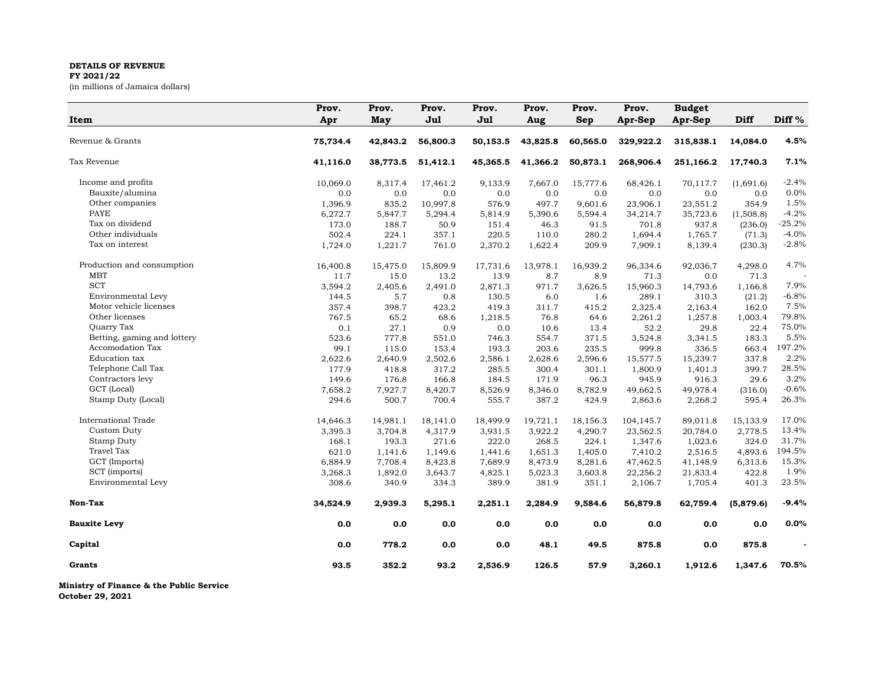**DETAILS OF REVENUE**
**FY 2021/22**
(in millions of Jamaica dollars)

| Item | Prov. Apr | Prov. May | Prov. Jul | Prov. Jul | Prov. Aug | Prov. Sep | Prov. Apr-Sep | Budget Apr-Sep | Diff | Diff % |
|---|---|---|---|---|---|---|---|---|---|---|
| Revenue & Grants | **75,734.4** | **42,843.2** | **56,800.3** | **50,153.5** | **43,825.8** | **60,565.0** | **329,922.2** | **315,838.1** | **14,084.0** | **4.5%** |
| Tax Revenue | **41,116.0** | **38,773.5** | **51,412.1** | **45,365.5** | **41,366.2** | **50,873.1** | **268,906.4** | **251,166.2** | **17,740.3** | **7.1%** |
| Income and profits | 10,069.0 | 8,317.4 | 17,461.2 | 9,133.9 | 7,667.0 | 15,777.6 | 68,426.1 | 70,117.7 | (1,691.6) | -2.4% |
| Bauxite/alumina | 0.0 | 0.0 | 0.0 | 0.0 | 0.0 | 0.0 | 0.0 | 0.0 | 0.0 | 0.0% |
| Other companies | 1,396.9 | 835.2 | 10,997.8 | 576.9 | 497.7 | 9,601.6 | 23,906.1 | 23,551.2 | 354.9 | 1.5% |
| PAYE | 6,272.7 | 5,847.7 | 5,294.4 | 5,814.9 | 5,390.6 | 5,594.4 | 34,214.7 | 35,723.6 | (1,508.8) | -4.2% |
| Tax on dividend | 173.0 | 188.7 | 50.9 | 151.4 | 46.3 | 91.5 | 701.8 | 937.8 | (236.0) | -25.2% |
| Other individuals | 502.4 | 224.1 | 357.1 | 220.5 | 110.0 | 280.2 | 1,694.4 | 1,765.7 | (71.3) | -4.0% |
| Tax on interest | 1,724.0 | 1,221.7 | 761.0 | 2,370.2 | 1,622.4 | 209.9 | 7,909.1 | 8,139.4 | (230.3) | -2.8% |
| Production and consumption | 16,400.8 | 15,475.0 | 15,809.9 | 17,731.6 | 13,978.1 | 16,939.2 | 96,334.6 | 92,036.7 | 4,298.0 | 4.7% |
| MBT | 11.7 | 15.0 | 13.2 | 13.9 | 8.7 | 8.9 | 71.3 | 0.0 | 71.3 | - |
| SCT | 3,594.2 | 2,405.6 | 2,491.0 | 2,871.3 | 971.7 | 3,626.5 | 15,960.3 | 14,793.6 | 1,166.8 | 7.9% |
| Environmental Levy | 144.5 | 5.7 | 0.8 | 130.5 | 6.0 | 1.6 | 289.1 | 310.3 | (21.2) | -6.8% |
| Motor vehicle licenses | 357.4 | 398.7 | 423.2 | 419.3 | 311.7 | 415.2 | 2,325.4 | 2,163.4 | 162.0 | 7.5% |
| Other licenses | 767.5 | 65.2 | 68.6 | 1,218.5 | 76.8 | 64.6 | 2,261.2 | 1,257.8 | 1,003.4 | 79.8% |
| Quarry Tax | 0.1 | 27.1 | 0.9 | 0.0 | 10.6 | 13.4 | 52.2 | 29.8 | 22.4 | 75.0% |
| Betting, gaming and lottery | 523.6 | 777.8 | 551.0 | 746.3 | 554.7 | 371.5 | 3,524.8 | 3,341.5 | 183.3 | 5.5% |
| Accomodation Tax | 99.1 | 115.0 | 153.4 | 193.3 | 203.6 | 235.5 | 999.8 | 336.5 | 663.4 | 197.2% |
| Education tax | 2,622.6 | 2,640.9 | 2,502.6 | 2,586.1 | 2,628.6 | 2,596.6 | 15,577.5 | 15,239.7 | 337.8 | 2.2% |
| Telephone Call Tax | 177.9 | 418.8 | 317.2 | 285.5 | 300.4 | 301.1 | 1,800.9 | 1,401.3 | 399.7 | 28.5% |
| Contractors levy | 149.6 | 176.8 | 166.8 | 184.5 | 171.9 | 96.3 | 945.9 | 916.3 | 29.6 | 3.2% |
| GCT (Local) | 7,658.2 | 7,927.7 | 8,420.7 | 8,526.9 | 8,346.0 | 8,782.9 | 49,662.5 | 49,978.4 | (316.0) | -0.6% |
| Stamp Duty (Local) | 294.6 | 500.7 | 700.4 | 555.7 | 387.2 | 424.9 | 2,863.6 | 2,268.2 | 595.4 | 26.3% |
| International Trade | 14,646.3 | 14,981.1 | 18,141.0 | 18,499.9 | 19,721.1 | 18,156.3 | 104,145.7 | 89,011.8 | 15,133.9 | 17.0% |
| Custom Duty | 3,395.3 | 3,704.8 | 4,317.9 | 3,931.5 | 3,922.2 | 4,290.7 | 23,562.5 | 20,784.0 | 2,778.5 | 13.4% |
| Stamp Duty | 168.1 | 193.3 | 271.6 | 222.0 | 268.5 | 224.1 | 1,347.6 | 1,023.6 | 324.0 | 31.7% |
| Travel Tax | 621.0 | 1,141.6 | 1,149.6 | 1,441.6 | 1,651.3 | 1,405.0 | 7,410.2 | 2,516.5 | 4,893.6 | 194.5% |
| GCT (Imports) | 6,884.9 | 7,708.4 | 8,423.8 | 7,689.9 | 8,473.9 | 8,281.6 | 47,462.5 | 41,148.9 | 6,313.6 | 15.3% |
| SCT (imports) | 3,268.3 | 1,892.0 | 3,643.7 | 4,825.1 | 5,023.3 | 3,603.8 | 22,256.2 | 21,833.4 | 422.8 | 1.9% |
| Environmental Levy | 308.6 | 340.9 | 334.3 | 389.9 | 381.9 | 351.1 | 2,106.7 | 1,705.4 | 401.3 | 23.5% |
| **Non-Tax** | **34,524.9** | **2,939.3** | **5,295.1** | **2,251.1** | **2,284.9** | **9,584.6** | **56,879.8** | **62,759.4** | **(5,879.6)** | **-9.4%** |
| **Bauxite Levy** | **0.0** | **0.0** | **0.0** | **0.0** | **0.0** | **0.0** | **0.0** | **0.0** | **0.0** | **0.0%** |
| **Capital** | **0.0** | **778.2** | **0.0** | **0.0** | **48.1** | **49.5** | **875.8** | **0.0** | **875.8** | **-** |
| **Grants** | **93.5** | **352.2** | **93.2** | **2,536.9** | **126.5** | **57.9** | **3,260.1** | **1,912.6** | **1,347.6** | **70.5%** |

**Ministry of Finance & the Public Service**
**October 29, 2021**